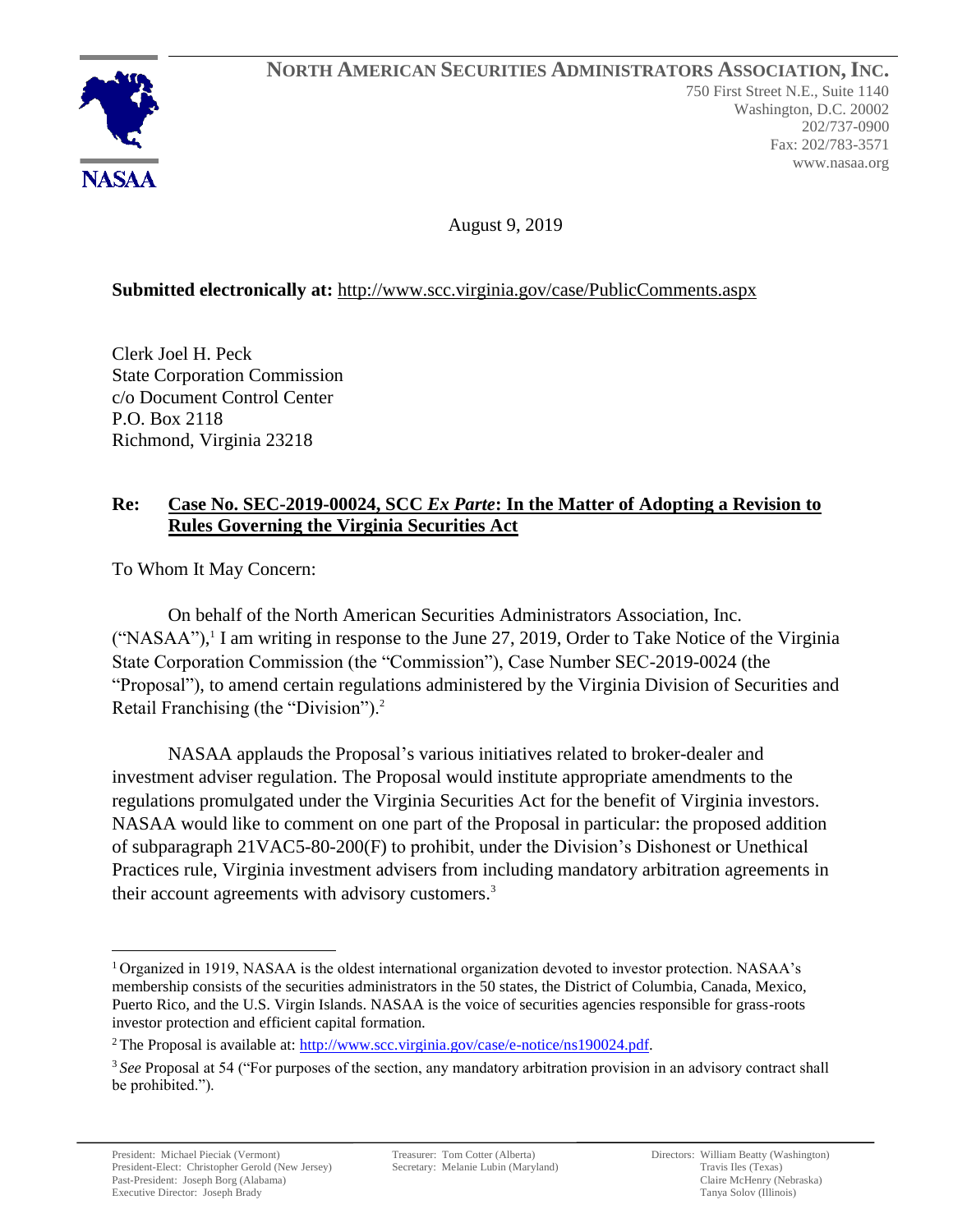**NORTH AMERICAN SECURITIES ADMINISTRATORS ASSOCIATION, INC.**

750 First Street N.E., Suite 1140
Washington, D.C. 20002
202/737-0900
Fax: 202/783-3571
www.nasaa.org

NASAA

August 9, 2019

**Submitted electronically at:** http://www.scc.virginia.gov/case/PublicComments.aspx

Clerk Joel H. Peck
State Corporation Commission
c/o Document Control Center
P.O. Box 2118
Richmond, Virginia 23218

**Re: Case No. SEC-2019-00024, SCC *Ex Parte*: In the Matter of Adopting a Revision to Rules Governing the Virginia Securities Act**

To Whom It May Concern:

On behalf of the North American Securities Administrators Association, Inc. ("NASAA"),[1] I am writing in response to the June 27, 2019, Order to Take Notice of the Virginia State Corporation Commission (the "Commission"), Case Number SEC-2019-0024 (the "Proposal"), to amend certain regulations administered by the Virginia Division of Securities and Retail Franchising (the "Division").[2]

NASAA applauds the Proposal's various initiatives related to broker-dealer and investment adviser regulation. The Proposal would institute appropriate amendments to the regulations promulgated under the Virginia Securities Act for the benefit of Virginia investors. NASAA would like to comment on one part of the Proposal in particular: the proposed addition of subparagraph 21VAC5-80-200(F) to prohibit, under the Division's Dishonest or Unethical Practices rule, Virginia investment advisers from including mandatory arbitration agreements in their account agreements with advisory customers.[3]

---

[1] Organized in 1919, NASAA is the oldest international organization devoted to investor protection. NASAA's membership consists of the securities administrators in the 50 states, the District of Columbia, Canada, Mexico, Puerto Rico, and the U.S. Virgin Islands. NASAA is the voice of securities agencies responsible for grass-roots investor protection and efficient capital formation.

[2] The Proposal is available at: http://www.scc.virginia.gov/case/e-notice/ns190024.pdf.

[3] *See* Proposal at 54 ("For purposes of the section, any mandatory arbitration provision in an advisory contract shall be prohibited.").

President: Michael Pieciak (Vermont)
President-Elect: Christopher Gerold (New Jersey)
Past-President: Joseph Borg (Alabama)
Executive Director: Joseph Brady

Treasurer: Tom Cotter (Alberta)
Secretary: Melanie Lubin (Maryland)

Directors: William Beatty (Washington)
Travis Iles (Texas)
Claire McHenry (Nebraska)
Tanya Solov (Illinois)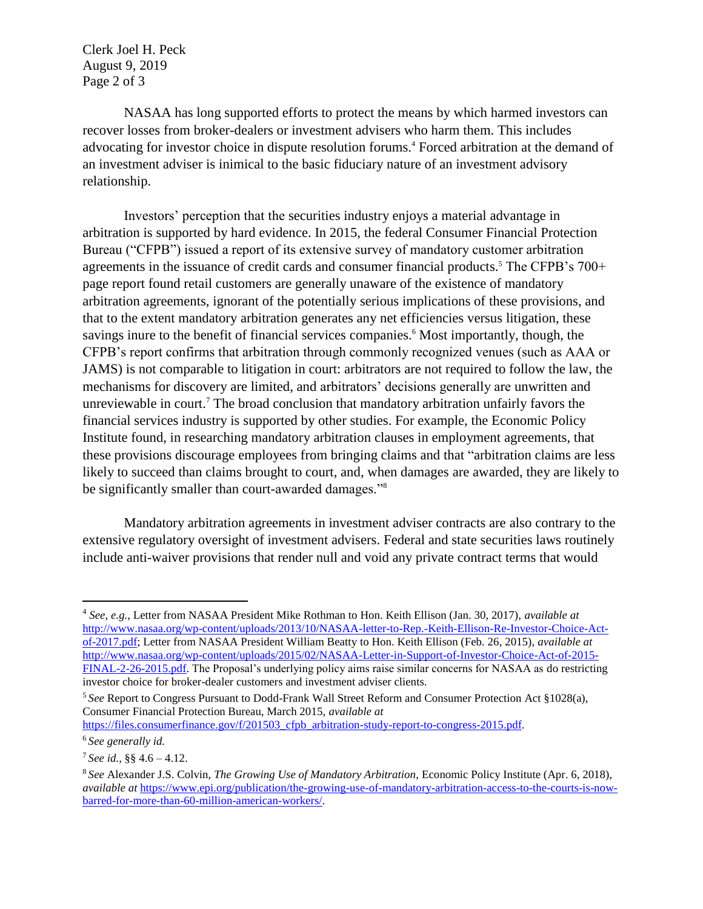NASAA has long supported efforts to protect the means by which harmed investors can recover losses from broker-dealers or investment advisers who harm them. This includes advocating for investor choice in dispute resolution forums.[4] Forced arbitration at the demand of an investment adviser is inimical to the basic fiduciary nature of an investment advisory relationship.

Investors' perception that the securities industry enjoys a material advantage in arbitration is supported by hard evidence. In 2015, the federal Consumer Financial Protection Bureau ("CFPB") issued a report of its extensive survey of mandatory customer arbitration agreements in the issuance of credit cards and consumer financial products.[5] The CFPB's 700+ page report found retail customers are generally unaware of the existence of mandatory arbitration agreements, ignorant of the potentially serious implications of these provisions, and that to the extent mandatory arbitration generates any net efficiencies versus litigation, these savings inure to the benefit of financial services companies.[6] Most importantly, though, the CFPB's report confirms that arbitration through commonly recognized venues (such as AAA or JAMS) is not comparable to litigation in court: arbitrators are not required to follow the law, the mechanisms for discovery are limited, and arbitrators' decisions generally are unwritten and unreviewable in court.[7] The broad conclusion that mandatory arbitration unfairly favors the financial services industry is supported by other studies. For example, the Economic Policy Institute found, in researching mandatory arbitration clauses in employment agreements, that these provisions discourage employees from bringing claims and that "arbitration claims are less likely to succeed than claims brought to court, and, when damages are awarded, they are likely to be significantly smaller than court-awarded damages."[8]

Mandatory arbitration agreements in investment adviser contracts are also contrary to the extensive regulatory oversight of investment advisers. Federal and state securities laws routinely include anti-waiver provisions that render null and void any private contract terms that would

---

[4] *See, e.g.*, Letter from NASAA President Mike Rothman to Hon. Keith Ellison (Jan. 30, 2017), *available at* http://www.nasaa.org/wp-content/uploads/2013/10/NASAA-letter-to-Rep.-Keith-Ellison-Re-Investor-Choice-Act-of-2017.pdf; Letter from NASAA President William Beatty to Hon. Keith Ellison (Feb. 26, 2015), *available at* http://www.nasaa.org/wp-content/uploads/2015/02/NASAA-Letter-in-Support-of-Investor-Choice-Act-of-2015-FINAL-2-26-2015.pdf. The Proposal's underlying policy aims raise similar concerns for NASAA as do restricting investor choice for broker-dealer customers and investment adviser clients.

[5] *See* Report to Congress Pursuant to Dodd-Frank Wall Street Reform and Consumer Protection Act §1028(a), Consumer Financial Protection Bureau, March 2015, *available at* https://files.consumerfinance.gov/f/201503_cfpb_arbitration-study-report-to-congress-2015.pdf.

[6] *See generally id.*

[7] *See id.*, §§ 4.6 – 4.12.

[8] *See* Alexander J.S. Colvin, *The Growing Use of Mandatory Arbitration*, Economic Policy Institute (Apr. 6, 2018), *available at* https://www.epi.org/publication/the-growing-use-of-mandatory-arbitration-access-to-the-courts-is-now-barred-for-more-than-60-million-american-workers/.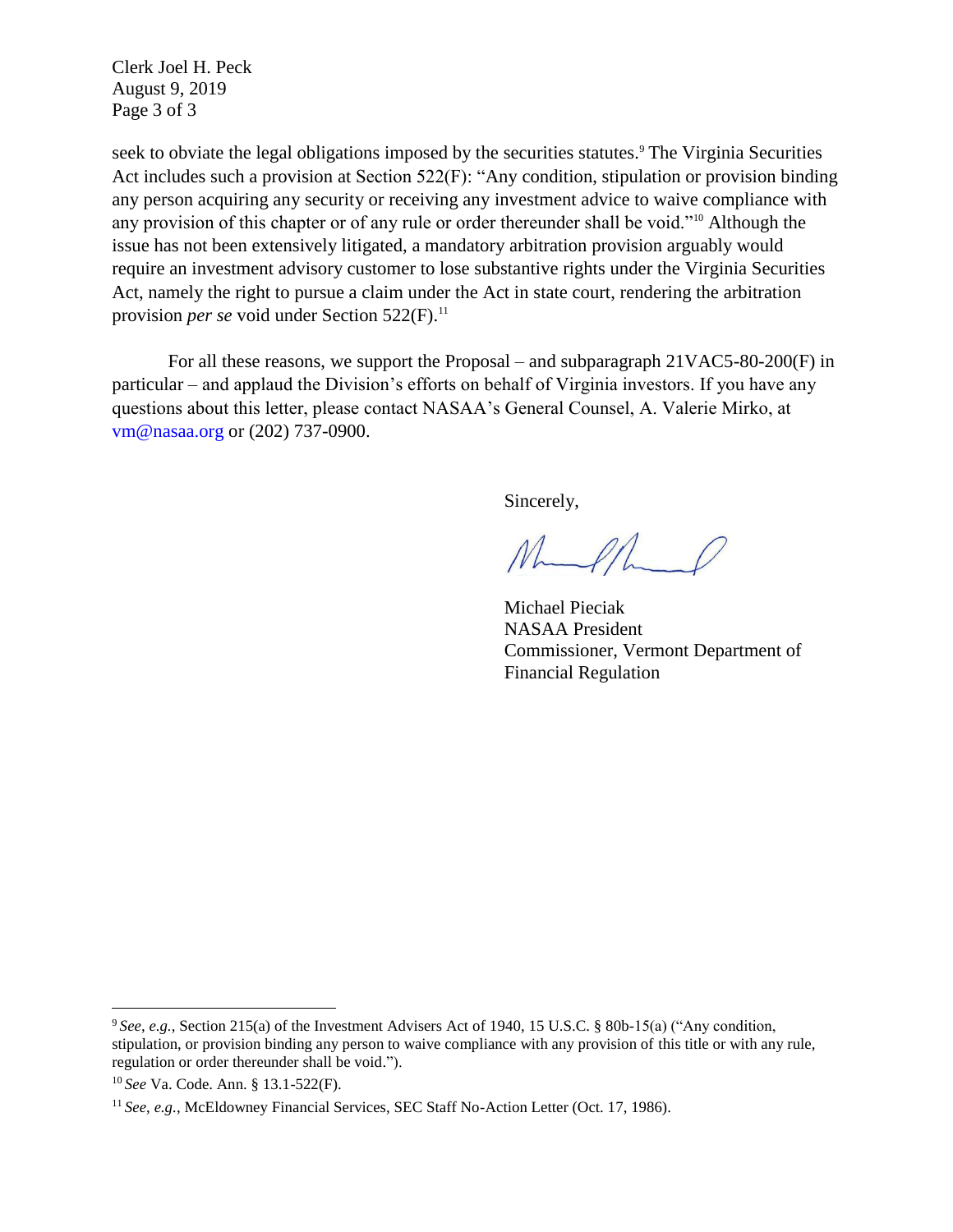seek to obviate the legal obligations imposed by the securities statutes.[9] The Virginia Securities Act includes such a provision at Section 522(F): "Any condition, stipulation or provision binding any person acquiring any security or receiving any investment advice to waive compliance with any provision of this chapter or of any rule or order thereunder shall be void."[10] Although the issue has not been extensively litigated, a mandatory arbitration provision arguably would require an investment advisory customer to lose substantive rights under the Virginia Securities Act, namely the right to pursue a claim under the Act in state court, rendering the arbitration provision *per se* void under Section 522(F).[11]

For all these reasons, we support the Proposal – and subparagraph 21VAC5-80-200(F) in particular – and applaud the Division's efforts on behalf of Virginia investors. If you have any questions about this letter, please contact NASAA's General Counsel, A. Valerie Mirko, at vm@nasaa.org or (202) 737-0900.

Sincerely,

Michael Pieciak
NASAA President
Commissioner, Vermont Department of Financial Regulation

---

[9] *See*, *e.g.*, Section 215(a) of the Investment Advisers Act of 1940, 15 U.S.C. § 80b-15(a) ("Any condition, stipulation, or provision binding any person to waive compliance with any provision of this title or with any rule, regulation or order thereunder shall be void.").

[10] *See* Va. Code. Ann. § 13.1-522(F).

[11] *See*, *e.g.*, McEldowney Financial Services, SEC Staff No-Action Letter (Oct. 17, 1986).